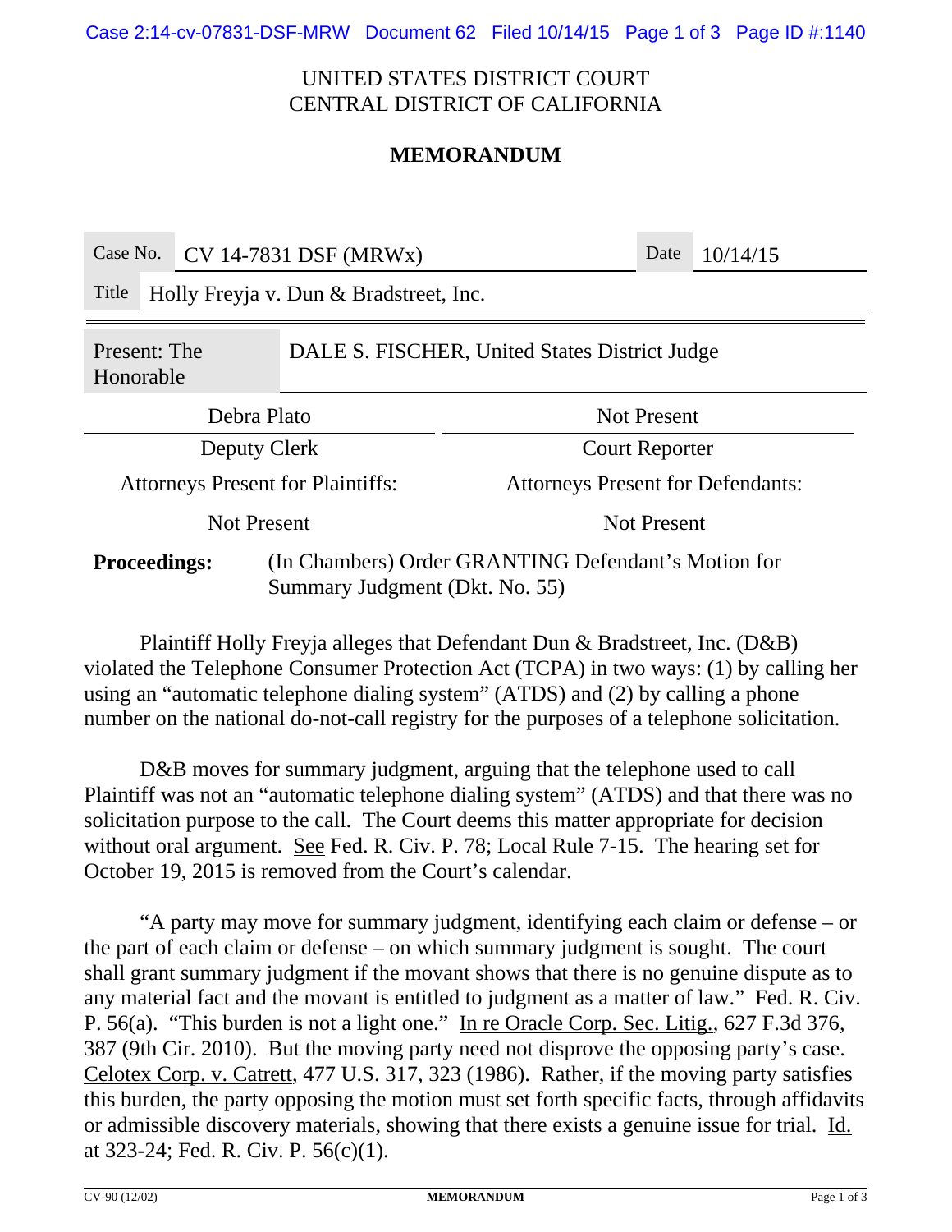UNITED STATES DISTRICT COURT
CENTRAL DISTRICT OF CALIFORNIA

**MEMORANDUM**

| Case No. | CV 14-7831 DSF (MRWx) | Date | 10/14/15 |
|---|---|---|---|
| Title | Holly Freyja v. Dun & Bradstreet, Inc. | | |

| Present: The Honorable | DALE S. FISCHER, United States District Judge |
|---|---|

| Debra Plato | Not Present |
|---|---|
| Deputy Clerk | Court Reporter |
| Attorneys Present for Plaintiffs: | Attorneys Present for Defendants: |
| Not Present | Not Present |

**Proceedings:** (In Chambers) Order GRANTING Defendant's Motion for Summary Judgment (Dkt. No. 55)

Plaintiff Holly Freyja alleges that Defendant Dun & Bradstreet, Inc. (D&B) violated the Telephone Consumer Protection Act (TCPA) in two ways: (1) by calling her using an "automatic telephone dialing system" (ATDS) and (2) by calling a phone number on the national do-not-call registry for the purposes of a telephone solicitation.

D&B moves for summary judgment, arguing that the telephone used to call Plaintiff was not an "automatic telephone dialing system" (ATDS) and that there was no solicitation purpose to the call. The Court deems this matter appropriate for decision without oral argument. See Fed. R. Civ. P. 78; Local Rule 7-15. The hearing set for October 19, 2015 is removed from the Court's calendar.

"A party may move for summary judgment, identifying each claim or defense – or the part of each claim or defense – on which summary judgment is sought. The court shall grant summary judgment if the movant shows that there is no genuine dispute as to any material fact and the movant is entitled to judgment as a matter of law." Fed. R. Civ. P. 56(a). "This burden is not a light one." In re Oracle Corp. Sec. Litig., 627 F.3d 376, 387 (9th Cir. 2010). But the moving party need not disprove the opposing party's case. Celotex Corp. v. Catrett, 477 U.S. 317, 323 (1986). Rather, if the moving party satisfies this burden, the party opposing the motion must set forth specific facts, through affidavits or admissible discovery materials, showing that there exists a genuine issue for trial. Id. at 323-24; Fed. R. Civ. P. 56(c)(1).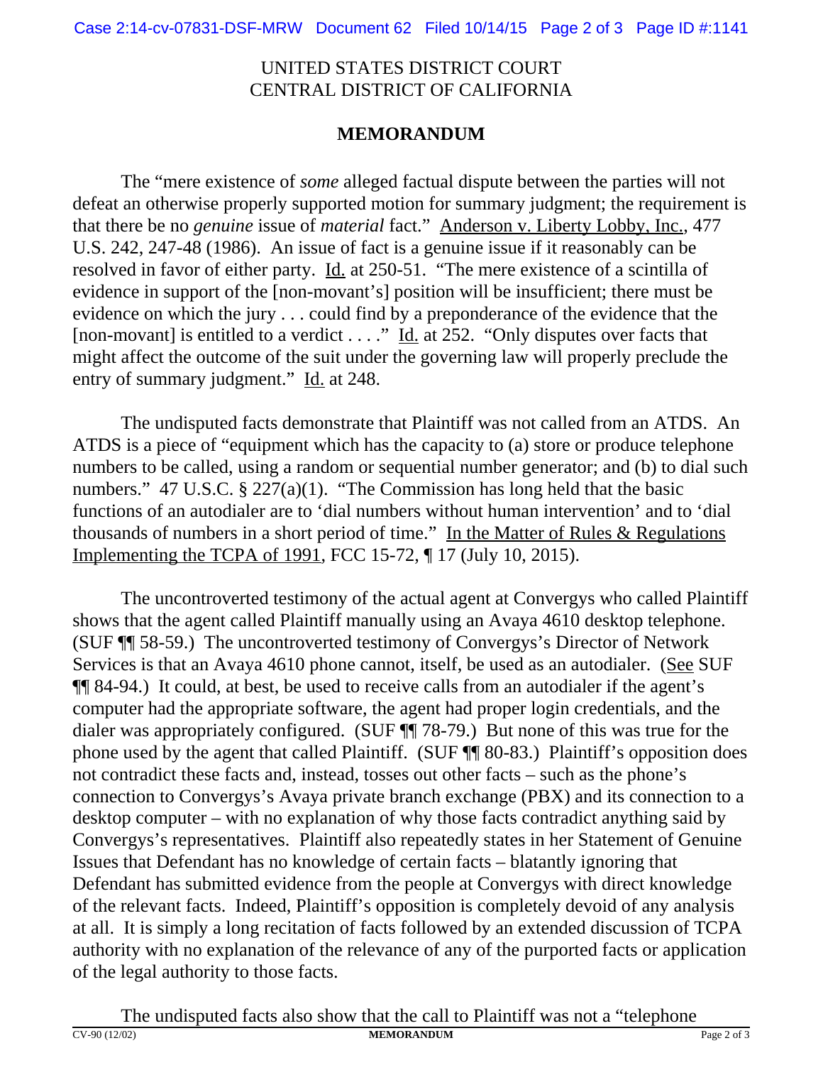UNITED STATES DISTRICT COURT
CENTRAL DISTRICT OF CALIFORNIA

**MEMORANDUM**

The "mere existence of *some* alleged factual dispute between the parties will not defeat an otherwise properly supported motion for summary judgment; the requirement is that there be no *genuine* issue of *material* fact." Anderson v. Liberty Lobby, Inc., 477 U.S. 242, 247-48 (1986). An issue of fact is a genuine issue if it reasonably can be resolved in favor of either party. Id. at 250-51. "The mere existence of a scintilla of evidence in support of the [non-movant's] position will be insufficient; there must be evidence on which the jury . . . could find by a preponderance of the evidence that the [non-movant] is entitled to a verdict . . . ." Id. at 252. "Only disputes over facts that might affect the outcome of the suit under the governing law will properly preclude the entry of summary judgment." Id. at 248.

The undisputed facts demonstrate that Plaintiff was not called from an ATDS. An ATDS is a piece of "equipment which has the capacity to (a) store or produce telephone numbers to be called, using a random or sequential number generator; and (b) to dial such numbers." 47 U.S.C. § 227(a)(1). "The Commission has long held that the basic functions of an autodialer are to 'dial numbers without human intervention' and to 'dial thousands of numbers in a short period of time." In the Matter of Rules & Regulations Implementing the TCPA of 1991, FCC 15-72, ¶ 17 (July 10, 2015).

The uncontroverted testimony of the actual agent at Convergys who called Plaintiff shows that the agent called Plaintiff manually using an Avaya 4610 desktop telephone. (SUF ¶¶ 58-59.) The uncontroverted testimony of Convergys's Director of Network Services is that an Avaya 4610 phone cannot, itself, be used as an autodialer. (See SUF ¶¶ 84-94.) It could, at best, be used to receive calls from an autodialer if the agent's computer had the appropriate software, the agent had proper login credentials, and the dialer was appropriately configured. (SUF ¶¶ 78-79.) But none of this was true for the phone used by the agent that called Plaintiff. (SUF ¶¶ 80-83.) Plaintiff's opposition does not contradict these facts and, instead, tosses out other facts – such as the phone's connection to Convergys's Avaya private branch exchange (PBX) and its connection to a desktop computer – with no explanation of why those facts contradict anything said by Convergys's representatives. Plaintiff also repeatedly states in her Statement of Genuine Issues that Defendant has no knowledge of certain facts – blatantly ignoring that Defendant has submitted evidence from the people at Convergys with direct knowledge of the relevant facts. Indeed, Plaintiff's opposition is completely devoid of any analysis at all. It is simply a long recitation of facts followed by an extended discussion of TCPA authority with no explanation of the relevance of any of the purported facts or application of the legal authority to those facts.

The undisputed facts also show that the call to Plaintiff was not a "telephone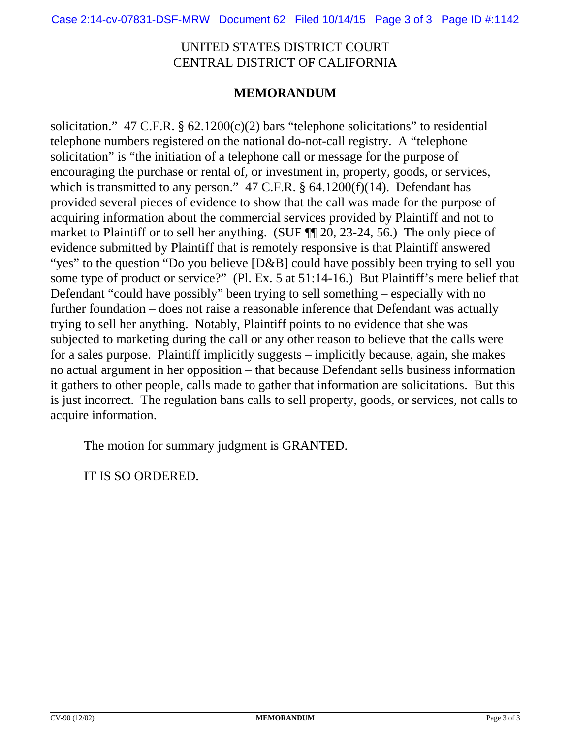UNITED STATES DISTRICT COURT
CENTRAL DISTRICT OF CALIFORNIA

## MEMORANDUM

solicitation." 47 C.F.R. § 62.1200(c)(2) bars "telephone solicitations" to residential telephone numbers registered on the national do-not-call registry. A "telephone solicitation" is "the initiation of a telephone call or message for the purpose of encouraging the purchase or rental of, or investment in, property, goods, or services, which is transmitted to any person." 47 C.F.R. § 64.1200(f)(14). Defendant has provided several pieces of evidence to show that the call was made for the purpose of acquiring information about the commercial services provided by Plaintiff and not to market to Plaintiff or to sell her anything. (SUF ¶¶ 20, 23-24, 56.) The only piece of evidence submitted by Plaintiff that is remotely responsive is that Plaintiff answered "yes" to the question "Do you believe [D&B] could have possibly been trying to sell you some type of product or service?" (Pl. Ex. 5 at 51:14-16.) But Plaintiff's mere belief that Defendant "could have possibly" been trying to sell something – especially with no further foundation – does not raise a reasonable inference that Defendant was actually trying to sell her anything. Notably, Plaintiff points to no evidence that she was subjected to marketing during the call or any other reason to believe that the calls were for a sales purpose. Plaintiff implicitly suggests – implicitly because, again, she makes no actual argument in her opposition – that because Defendant sells business information it gathers to other people, calls made to gather that information are solicitations. But this is just incorrect. The regulation bans calls to sell property, goods, or services, not calls to acquire information.

The motion for summary judgment is GRANTED.

IT IS SO ORDERED.